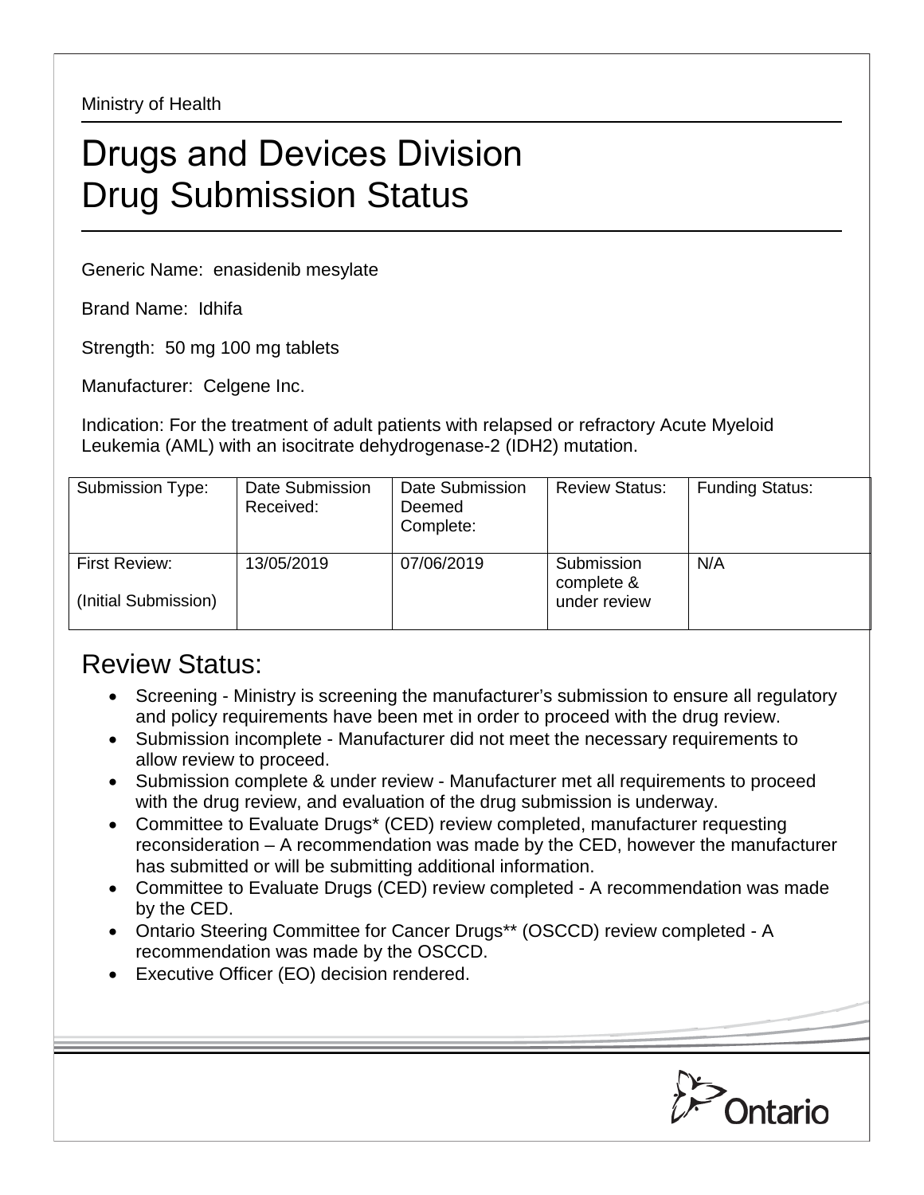Ministry of Health

# Drugs and Devices Division
# Drug Submission Status

Generic Name: enasidenib mesylate

Brand Name: Idhifa

Strength: 50 mg 100 mg tablets

Manufacturer: Celgene Inc.

Indication: For the treatment of adult patients with relapsed or refractory Acute Myeloid Leukemia (AML) with an isocitrate dehydrogenase-2 (IDH2) mutation.

| Submission Type: | Date Submission Received: | Date Submission Deemed Complete: | Review Status: | Funding Status: |
| --- | --- | --- | --- | --- |
| First Review: (Initial Submission) | 13/05/2019 | 07/06/2019 | Submission complete & under review | N/A |

## Review Status:

- Screening - Ministry is screening the manufacturer's submission to ensure all regulatory and policy requirements have been met in order to proceed with the drug review.
- Submission incomplete - Manufacturer did not meet the necessary requirements to allow review to proceed.
- Submission complete & under review - Manufacturer met all requirements to proceed with the drug review, and evaluation of the drug submission is underway.
- Committee to Evaluate Drugs* (CED) review completed, manufacturer requesting reconsideration – A recommendation was made by the CED, however the manufacturer has submitted or will be submitting additional information.
- Committee to Evaluate Drugs (CED) review completed - A recommendation was made by the CED.
- Ontario Steering Committee for Cancer Drugs** (OSCCD) review completed - A recommendation was made by the OSCCD.
- Executive Officer (EO) decision rendered.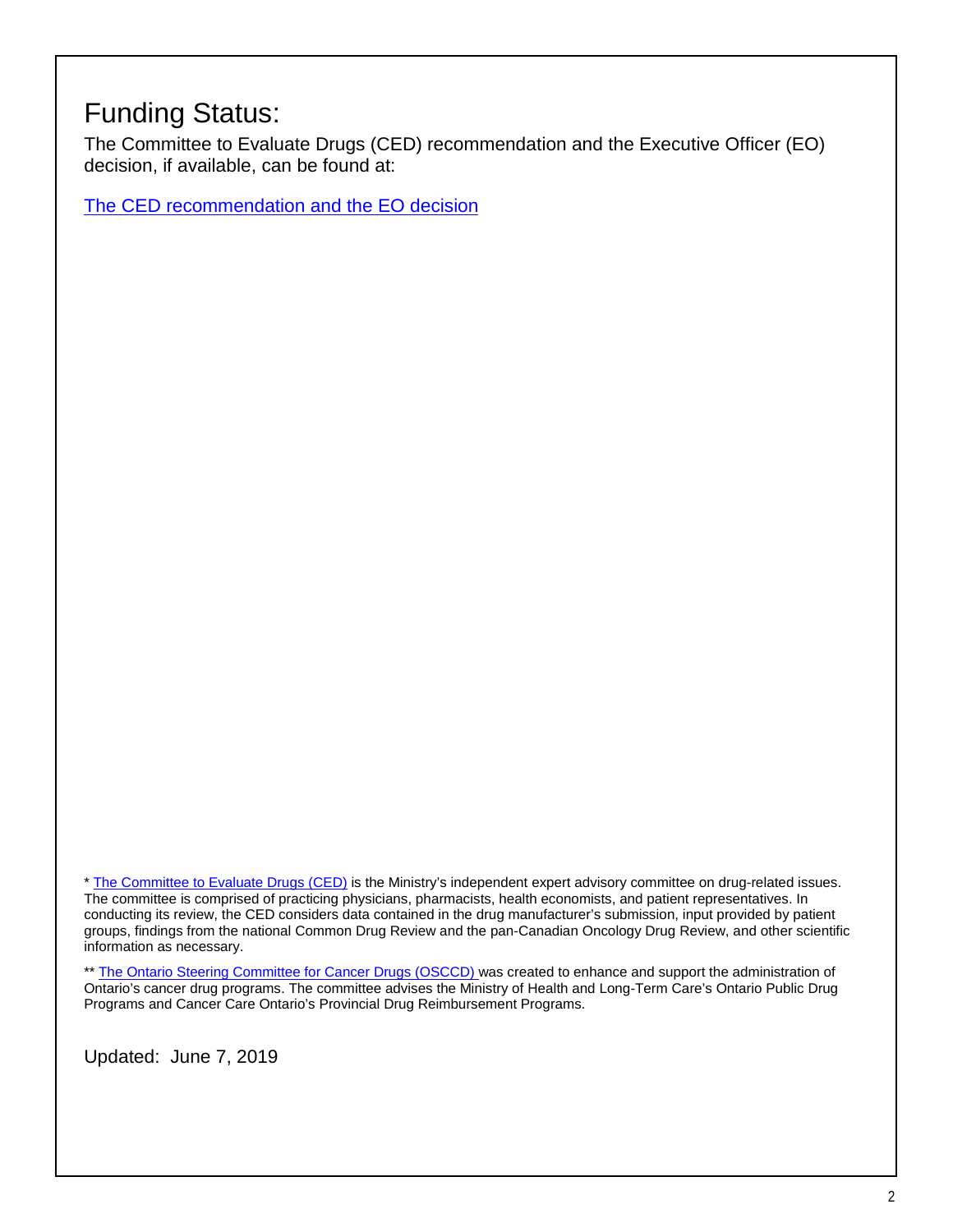# Funding Status:

The Committee to Evaluate Drugs (CED) recommendation and the Executive Officer (EO) decision, if available, can be found at:

The CED recommendation and the EO decision

* The Committee to Evaluate Drugs (CED) is the Ministry's independent expert advisory committee on drug-related issues. The committee is comprised of practicing physicians, pharmacists, health economists, and patient representatives. In conducting its review, the CED considers data contained in the drug manufacturer's submission, input provided by patient groups, findings from the national Common Drug Review and the pan-Canadian Oncology Drug Review, and other scientific information as necessary.

** The Ontario Steering Committee for Cancer Drugs (OSCCD) was created to enhance and support the administration of Ontario's cancer drug programs. The committee advises the Ministry of Health and Long-Term Care's Ontario Public Drug Programs and Cancer Care Ontario's Provincial Drug Reimbursement Programs.

Updated: June 7, 2019